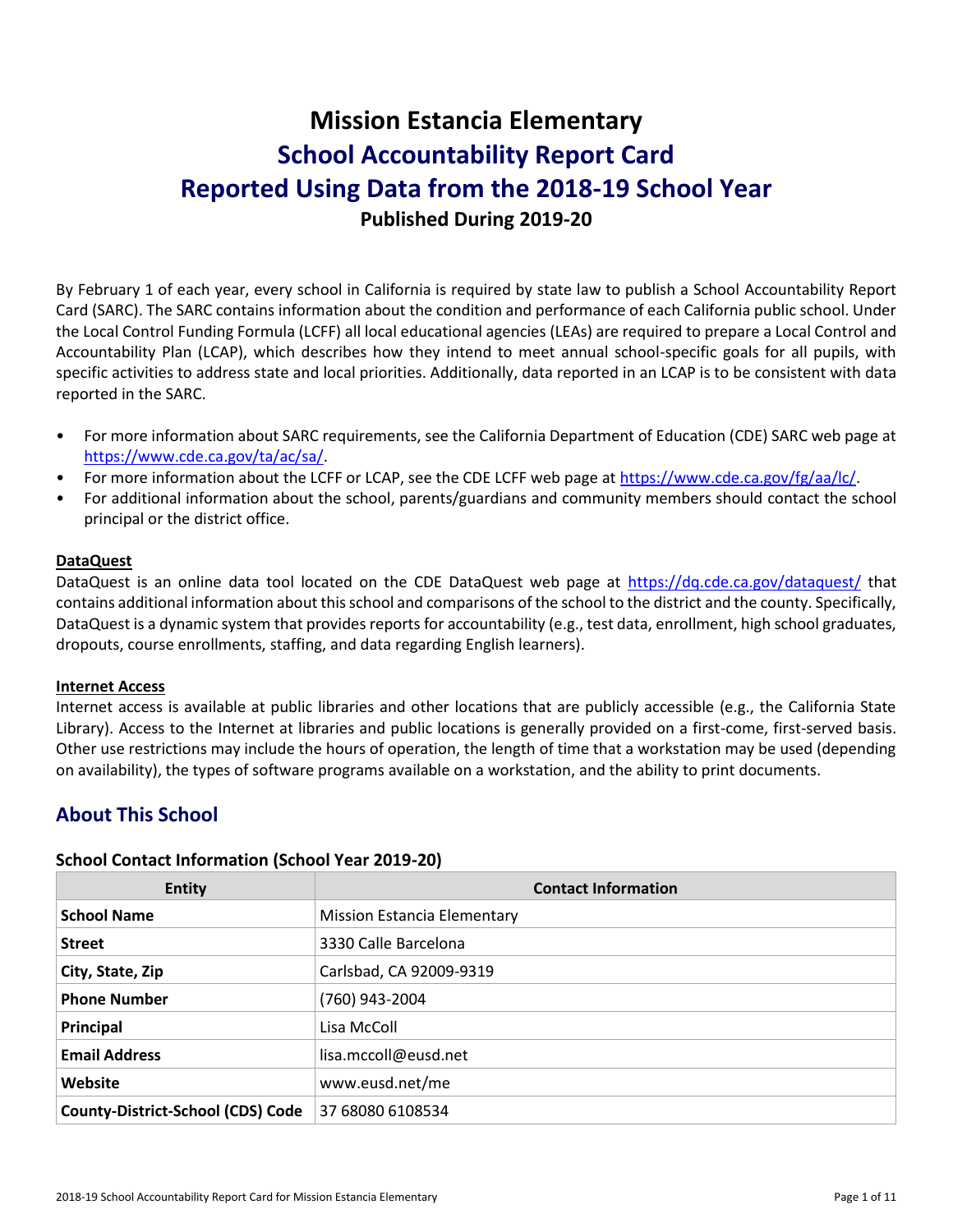# Mission Estancia Elementary

## School Accountability Report Card

## Reported Using Data from the 2018-19 School Year

### Published During 2019-20

By February 1 of each year, every school in California is required by state law to publish a School Accountability Report Card (SARC). The SARC contains information about the condition and performance of each California public school. Under the Local Control Funding Formula (LCFF) all local educational agencies (LEAs) are required to prepare a Local Control and Accountability Plan (LCAP), which describes how they intend to meet annual school-specific goals for all pupils, with specific activities to address state and local priorities. Additionally, data reported in an LCAP is to be consistent with data reported in the SARC.

- For more information about SARC requirements, see the California Department of Education (CDE) SARC web page at https://www.cde.ca.gov/ta/ac/sa/.
- For more information about the LCFF or LCAP, see the CDE LCFF web page at https://www.cde.ca.gov/fg/aa/lc/.
- For additional information about the school, parents/guardians and community members should contact the school principal or the district office.

**DataQuest**

DataQuest is an online data tool located on the CDE DataQuest web page at https://dq.cde.ca.gov/dataquest/ that contains additional information about this school and comparisons of the school to the district and the county. Specifically, DataQuest is a dynamic system that provides reports for accountability (e.g., test data, enrollment, high school graduates, dropouts, course enrollments, staffing, and data regarding English learners).

**Internet Access**

Internet access is available at public libraries and other locations that are publicly accessible (e.g., the California State Library). Access to the Internet at libraries and public locations is generally provided on a first-come, first-served basis. Other use restrictions may include the hours of operation, the length of time that a workstation may be used (depending on availability), the types of software programs available on a workstation, and the ability to print documents.

## About This School

### School Contact Information (School Year 2019-20)

| Entity | Contact Information |
| --- | --- |
| **School Name** | Mission Estancia Elementary |
| **Street** | 3330 Calle Barcelona |
| **City, State, Zip** | Carlsbad, CA 92009-9319 |
| **Phone Number** | (760) 943-2004 |
| **Principal** | Lisa McColl |
| **Email Address** | lisa.mccoll@eusd.net |
| **Website** | www.eusd.net/me |
| **County-District-School (CDS) Code** | 37 68080 6108534 |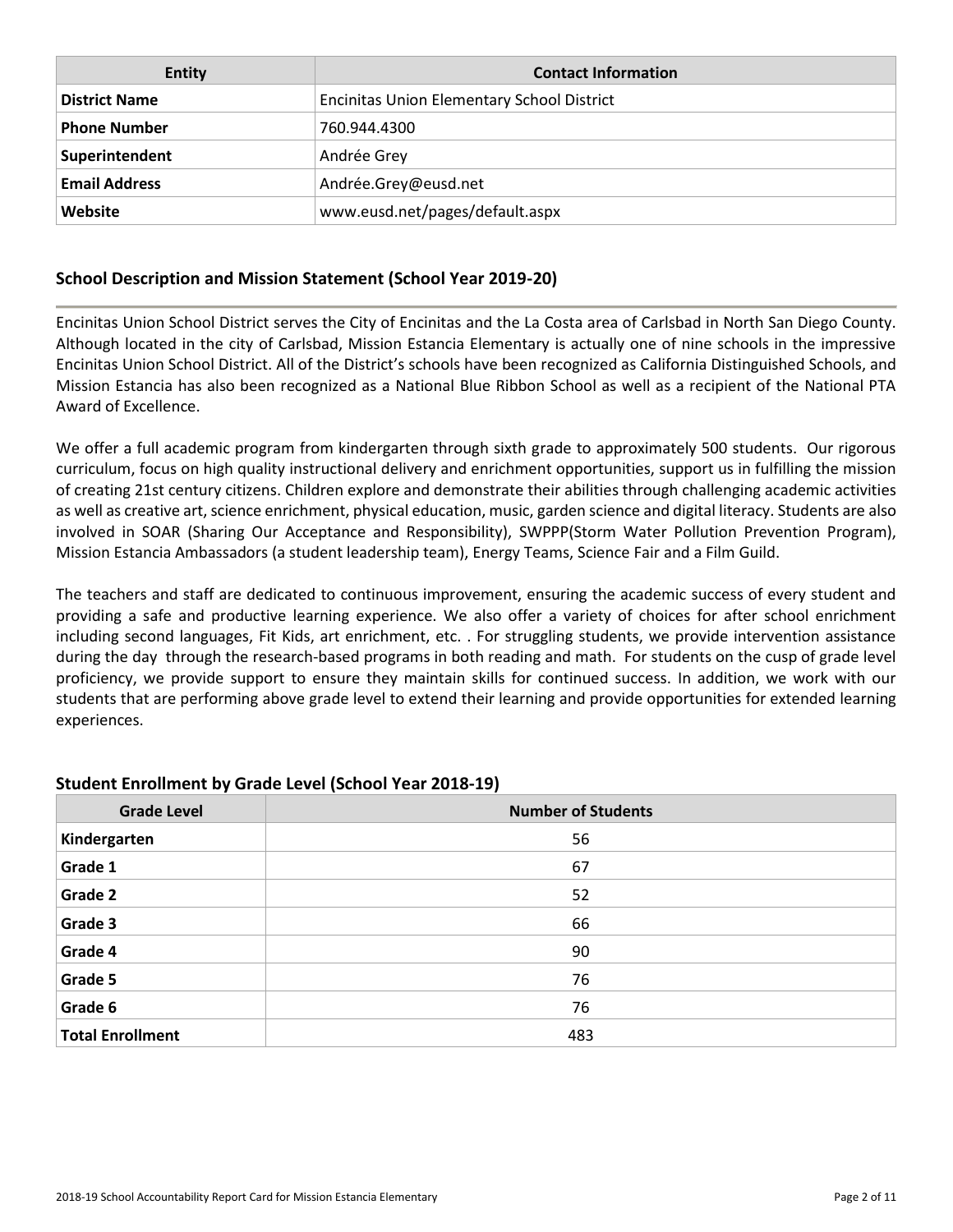| Entity | Contact Information |
| --- | --- |
| **District Name** | Encinitas Union Elementary School District |
| **Phone Number** | 760.944.4300 |
| **Superintendent** | Andrée Grey |
| **Email Address** | Andrée.Grey@eusd.net |
| **Website** | www.eusd.net/pages/default.aspx |

## School Description and Mission Statement (School Year 2019-20)

Encinitas Union School District serves the City of Encinitas and the La Costa area of Carlsbad in North San Diego County. Although located in the city of Carlsbad, Mission Estancia Elementary is actually one of nine schools in the impressive Encinitas Union School District. All of the District's schools have been recognized as California Distinguished Schools, and Mission Estancia has also been recognized as a National Blue Ribbon School as well as a recipient of the National PTA Award of Excellence.

We offer a full academic program from kindergarten through sixth grade to approximately 500 students. Our rigorous curriculum, focus on high quality instructional delivery and enrichment opportunities, support us in fulfilling the mission of creating 21st century citizens. Children explore and demonstrate their abilities through challenging academic activities as well as creative art, science enrichment, physical education, music, garden science and digital literacy. Students are also involved in SOAR (Sharing Our Acceptance and Responsibility), SWPPP(Storm Water Pollution Prevention Program), Mission Estancia Ambassadors (a student leadership team), Energy Teams, Science Fair and a Film Guild.

The teachers and staff are dedicated to continuous improvement, ensuring the academic success of every student and providing a safe and productive learning experience. We also offer a variety of choices for after school enrichment including second languages, Fit Kids, art enrichment, etc. . For struggling students, we provide intervention assistance during the day through the research-based programs in both reading and math. For students on the cusp of grade level proficiency, we provide support to ensure they maintain skills for continued success. In addition, we work with our students that are performing above grade level to extend their learning and provide opportunities for extended learning experiences.

### Student Enrollment by Grade Level (School Year 2018-19)

| Grade Level | Number of Students |
| --- | --- |
| **Kindergarten** | 56 |
| **Grade 1** | 67 |
| **Grade 2** | 52 |
| **Grade 3** | 66 |
| **Grade 4** | 90 |
| **Grade 5** | 76 |
| **Grade 6** | 76 |
| **Total Enrollment** | 483 |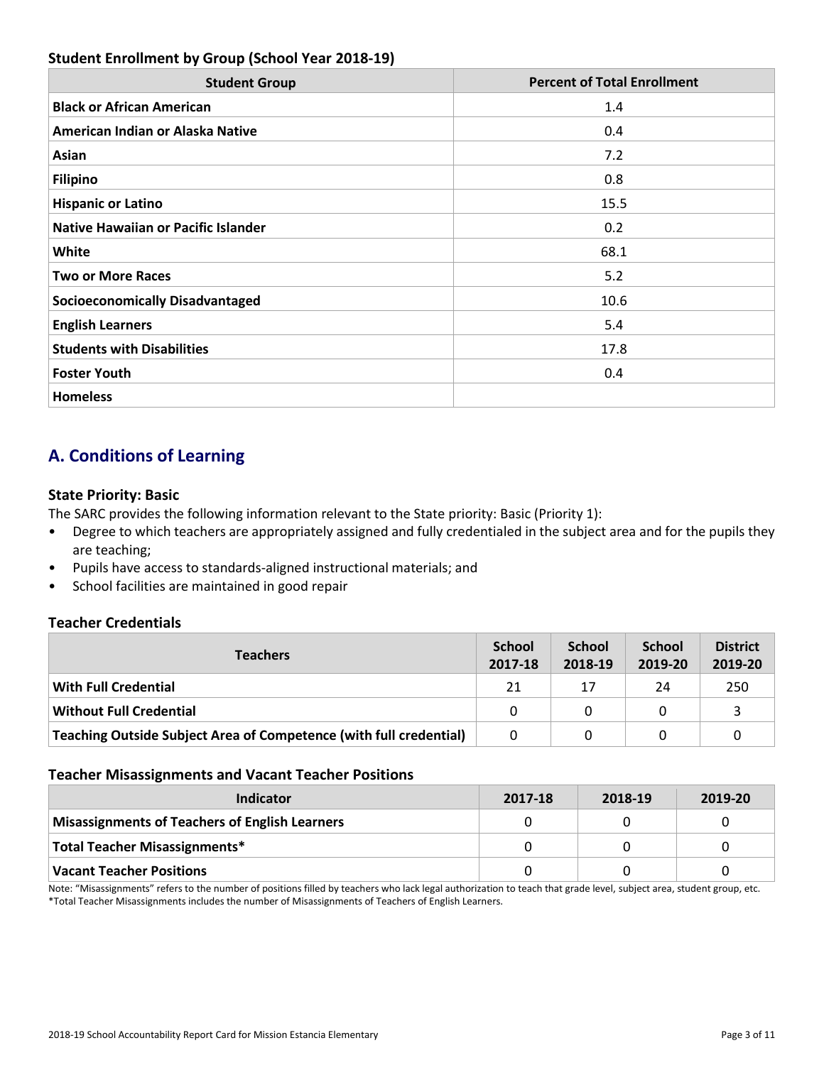### Student Enrollment by Group (School Year 2018-19)

| Student Group | Percent of Total Enrollment |
| --- | --- |
| **Black or African American** | 1.4 |
| **American Indian or Alaska Native** | 0.4 |
| **Asian** | 7.2 |
| **Filipino** | 0.8 |
| **Hispanic or Latino** | 15.5 |
| **Native Hawaiian or Pacific Islander** | 0.2 |
| **White** | 68.1 |
| **Two or More Races** | 5.2 |
| **Socioeconomically Disadvantaged** | 10.6 |
| **English Learners** | 5.4 |
| **Students with Disabilities** | 17.8 |
| **Foster Youth** | 0.4 |
| **Homeless** | |

## A. Conditions of Learning

### State Priority: Basic

The SARC provides the following information relevant to the State priority: Basic (Priority 1):

- Degree to which teachers are appropriately assigned and fully credentialed in the subject area and for the pupils they are teaching;
- Pupils have access to standards-aligned instructional materials; and
- School facilities are maintained in good repair

### Teacher Credentials

| Teachers | School 2017-18 | School 2018-19 | School 2019-20 | District 2019-20 |
| --- | --- | --- | --- | --- |
| **With Full Credential** | 21 | 17 | 24 | 250 |
| **Without Full Credential** | 0 | 0 | 0 | 3 |
| **Teaching Outside Subject Area of Competence (with full credential)** | 0 | 0 | 0 | 0 |

### Teacher Misassignments and Vacant Teacher Positions

| Indicator | 2017-18 | 2018-19 | 2019-20 |
| --- | --- | --- | --- |
| **Misassignments of Teachers of English Learners** | 0 | 0 | 0 |
| **Total Teacher Misassignments*** | 0 | 0 | 0 |
| **Vacant Teacher Positions** | 0 | 0 | 0 |

Note: "Misassignments" refers to the number of positions filled by teachers who lack legal authorization to teach that grade level, subject area, student group, etc.
*Total Teacher Misassignments includes the number of Misassignments of Teachers of English Learners.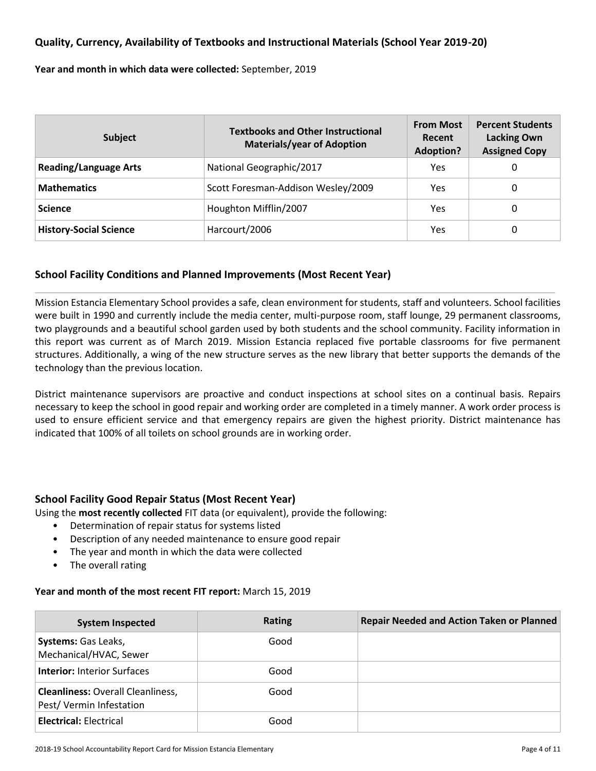## Quality, Currency, Availability of Textbooks and Instructional Materials (School Year 2019-20)

**Year and month in which data were collected:** September, 2019

| Subject | Textbooks and Other Instructional Materials/year of Adoption | From Most Recent Adoption? | Percent Students Lacking Own Assigned Copy |
|---|---|---|---|
| **Reading/Language Arts** | National Geographic/2017 | Yes | 0 |
| **Mathematics** | Scott Foresman-Addison Wesley/2009 | Yes | 0 |
| **Science** | Houghton Mifflin/2007 | Yes | 0 |
| **History-Social Science** | Harcourt/2006 | Yes | 0 |

## School Facility Conditions and Planned Improvements (Most Recent Year)

Mission Estancia Elementary School provides a safe, clean environment for students, staff and volunteers. School facilities were built in 1990 and currently include the media center, multi-purpose room, staff lounge, 29 permanent classrooms, two playgrounds and a beautiful school garden used by both students and the school community. Facility information in this report was current as of March 2019. Mission Estancia replaced five portable classrooms for five permanent structures. Additionally, a wing of the new structure serves as the new library that better supports the demands of the technology than the previous location.

District maintenance supervisors are proactive and conduct inspections at school sites on a continual basis. Repairs necessary to keep the school in good repair and working order are completed in a timely manner. A work order process is used to ensure efficient service and that emergency repairs are given the highest priority. District maintenance has indicated that 100% of all toilets on school grounds are in working order.

## School Facility Good Repair Status (Most Recent Year)

Using the **most recently collected** FIT data (or equivalent), provide the following:

- Determination of repair status for systems listed
- Description of any needed maintenance to ensure good repair
- The year and month in which the data were collected
- The overall rating

**Year and month of the most recent FIT report:** March 15, 2019

| System Inspected | Rating | Repair Needed and Action Taken or Planned |
|---|---|---|
| **Systems:** Gas Leaks, Mechanical/HVAC, Sewer | Good | |
| **Interior:** Interior Surfaces | Good | |
| **Cleanliness:** Overall Cleanliness, Pest/ Vermin Infestation | Good | |
| **Electrical:** Electrical | Good | |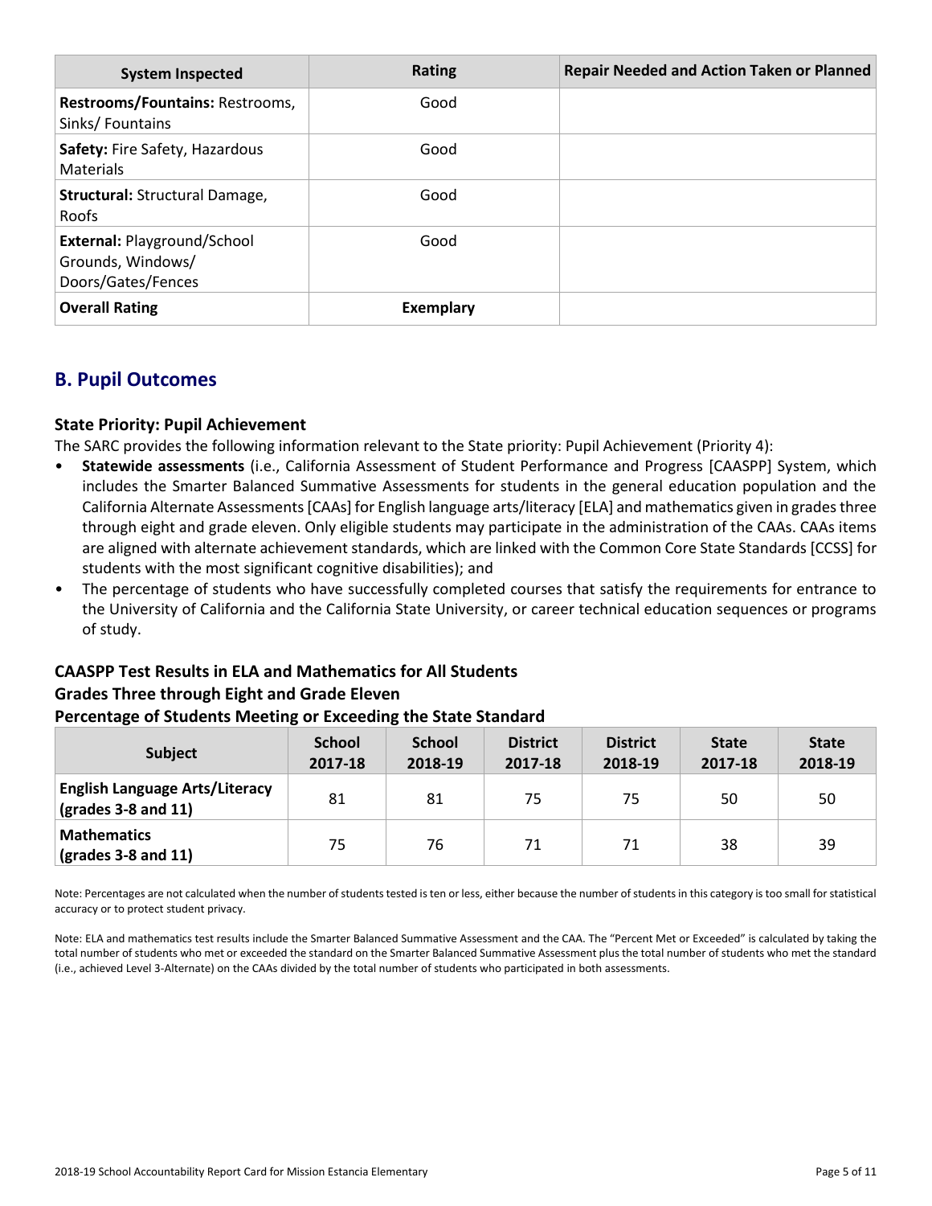| System Inspected | Rating | Repair Needed and Action Taken or Planned |
|---|---|---|
| **Restrooms/Fountains:** Restrooms, Sinks/ Fountains | Good | |
| **Safety:** Fire Safety, Hazardous Materials | Good | |
| **Structural:** Structural Damage, Roofs | Good | |
| **External:** Playground/School Grounds, Windows/ Doors/Gates/Fences | Good | |
| **Overall Rating** | **Exemplary** | |

## B. Pupil Outcomes

### State Priority: Pupil Achievement

The SARC provides the following information relevant to the State priority: Pupil Achievement (Priority 4):

- **Statewide assessments** (i.e., California Assessment of Student Performance and Progress [CAASPP] System, which includes the Smarter Balanced Summative Assessments for students in the general education population and the California Alternate Assessments [CAAs] for English language arts/literacy [ELA] and mathematics given in grades three through eight and grade eleven. Only eligible students may participate in the administration of the CAAs. CAAs items are aligned with alternate achievement standards, which are linked with the Common Core State Standards [CCSS] for students with the most significant cognitive disabilities); and
- The percentage of students who have successfully completed courses that satisfy the requirements for entrance to the University of California and the California State University, or career technical education sequences or programs of study.

### CAASPP Test Results in ELA and Mathematics for All Students
### Grades Three through Eight and Grade Eleven
### Percentage of Students Meeting or Exceeding the State Standard

| Subject | School 2017-18 | School 2018-19 | District 2017-18 | District 2018-19 | State 2017-18 | State 2018-19 |
|---|---|---|---|---|---|---|
| **English Language Arts/Literacy (grades 3-8 and 11)** | 81 | 81 | 75 | 75 | 50 | 50 |
| **Mathematics (grades 3-8 and 11)** | 75 | 76 | 71 | 71 | 38 | 39 |

Note: Percentages are not calculated when the number of students tested is ten or less, either because the number of students in this category is too small for statistical accuracy or to protect student privacy.

Note: ELA and mathematics test results include the Smarter Balanced Summative Assessment and the CAA. The "Percent Met or Exceeded" is calculated by taking the total number of students who met or exceeded the standard on the Smarter Balanced Summative Assessment plus the total number of students who met the standard (i.e., achieved Level 3-Alternate) on the CAAs divided by the total number of students who participated in both assessments.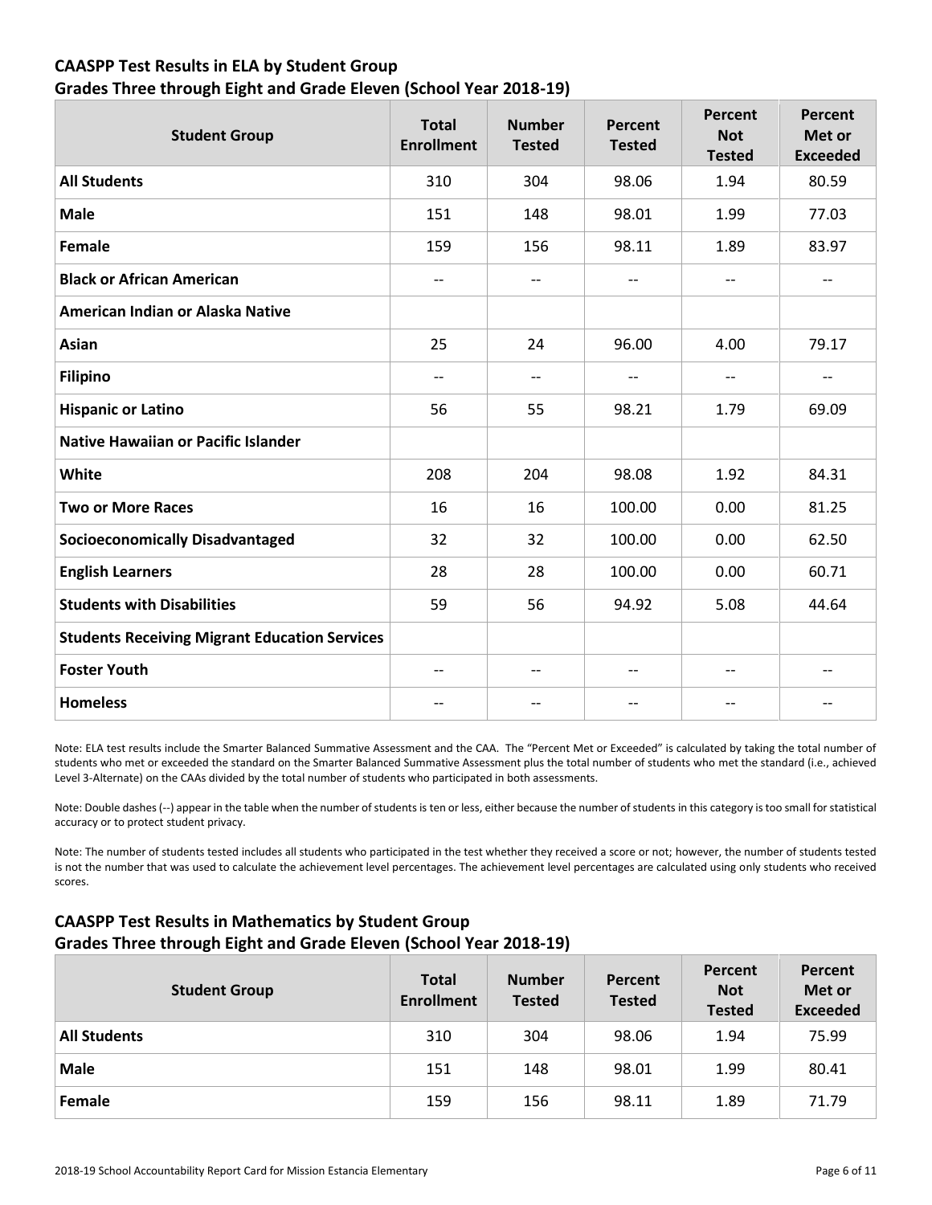## CAASPP Test Results in ELA by Student Group
## Grades Three through Eight and Grade Eleven (School Year 2018-19)

| Student Group | Total Enrollment | Number Tested | Percent Tested | Percent Not Tested | Percent Met or Exceeded |
|---|---|---|---|---|---|
| **All Students** | 310 | 304 | 98.06 | 1.94 | 80.59 |
| **Male** | 151 | 148 | 98.01 | 1.99 | 77.03 |
| **Female** | 159 | 156 | 98.11 | 1.89 | 83.97 |
| **Black or African American** | -- | -- | -- | -- | -- |
| **American Indian or Alaska Native** | | | | | |
| **Asian** | 25 | 24 | 96.00 | 4.00 | 79.17 |
| **Filipino** | -- | -- | -- | -- | -- |
| **Hispanic or Latino** | 56 | 55 | 98.21 | 1.79 | 69.09 |
| **Native Hawaiian or Pacific Islander** | | | | | |
| **White** | 208 | 204 | 98.08 | 1.92 | 84.31 |
| **Two or More Races** | 16 | 16 | 100.00 | 0.00 | 81.25 |
| **Socioeconomically Disadvantaged** | 32 | 32 | 100.00 | 0.00 | 62.50 |
| **English Learners** | 28 | 28 | 100.00 | 0.00 | 60.71 |
| **Students with Disabilities** | 59 | 56 | 94.92 | 5.08 | 44.64 |
| **Students Receiving Migrant Education Services** | | | | | |
| **Foster Youth** | -- | -- | -- | -- | -- |
| **Homeless** | -- | -- | -- | -- | -- |

Note: ELA test results include the Smarter Balanced Summative Assessment and the CAA. The "Percent Met or Exceeded" is calculated by taking the total number of students who met or exceeded the standard on the Smarter Balanced Summative Assessment plus the total number of students who met the standard (i.e., achieved Level 3-Alternate) on the CAAs divided by the total number of students who participated in both assessments.

Note: Double dashes (--) appear in the table when the number of students is ten or less, either because the number of students in this category is too small for statistical accuracy or to protect student privacy.

Note: The number of students tested includes all students who participated in the test whether they received a score or not; however, the number of students tested is not the number that was used to calculate the achievement level percentages. The achievement level percentages are calculated using only students who received scores.

## CAASPP Test Results in Mathematics by Student Group
## Grades Three through Eight and Grade Eleven (School Year 2018-19)

| Student Group | Total Enrollment | Number Tested | Percent Tested | Percent Not Tested | Percent Met or Exceeded |
|---|---|---|---|---|---|
| **All Students** | 310 | 304 | 98.06 | 1.94 | 75.99 |
| **Male** | 151 | 148 | 98.01 | 1.99 | 80.41 |
| **Female** | 159 | 156 | 98.11 | 1.89 | 71.79 |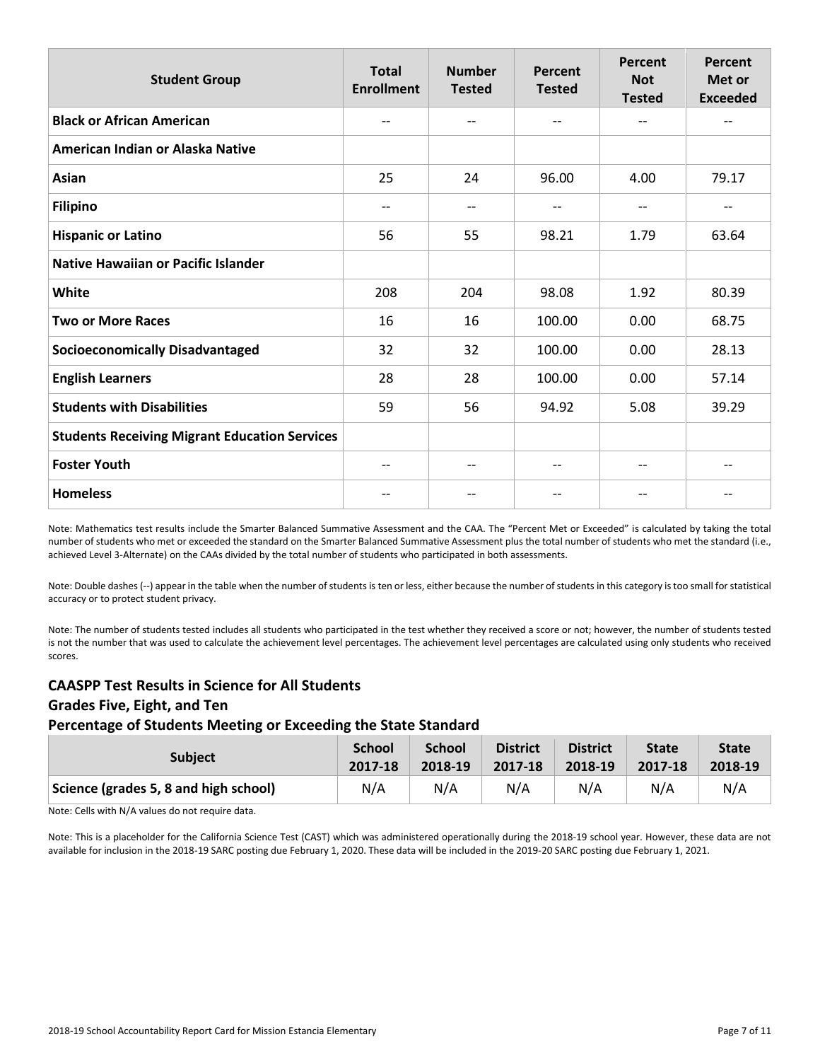| Student Group | Total Enrollment | Number Tested | Percent Tested | Percent Not Tested | Percent Met or Exceeded |
|---|---|---|---|---|---|
| Black or African American | -- | -- | -- | -- | -- |
| American Indian or Alaska Native | | | | | |
| Asian | 25 | 24 | 96.00 | 4.00 | 79.17 |
| Filipino | -- | -- | -- | -- | -- |
| Hispanic or Latino | 56 | 55 | 98.21 | 1.79 | 63.64 |
| Native Hawaiian or Pacific Islander | | | | | |
| White | 208 | 204 | 98.08 | 1.92 | 80.39 |
| Two or More Races | 16 | 16 | 100.00 | 0.00 | 68.75 |
| Socioeconomically Disadvantaged | 32 | 32 | 100.00 | 0.00 | 28.13 |
| English Learners | 28 | 28 | 100.00 | 0.00 | 57.14 |
| Students with Disabilities | 59 | 56 | 94.92 | 5.08 | 39.29 |
| Students Receiving Migrant Education Services | | | | | |
| Foster Youth | -- | -- | -- | -- | -- |
| Homeless | -- | -- | -- | -- | -- |

Note: Mathematics test results include the Smarter Balanced Summative Assessment and the CAA. The "Percent Met or Exceeded" is calculated by taking the total number of students who met or exceeded the standard on the Smarter Balanced Summative Assessment plus the total number of students who met the standard (i.e., achieved Level 3-Alternate) on the CAAs divided by the total number of students who participated in both assessments.

Note: Double dashes (--) appear in the table when the number of students is ten or less, either because the number of students in this category is too small for statistical accuracy or to protect student privacy.

Note: The number of students tested includes all students who participated in the test whether they received a score or not; however, the number of students tested is not the number that was used to calculate the achievement level percentages. The achievement level percentages are calculated using only students who received scores.

## CAASPP Test Results in Science for All Students
## Grades Five, Eight, and Ten
## Percentage of Students Meeting or Exceeding the State Standard

| Subject | School 2017-18 | School 2018-19 | District 2017-18 | District 2018-19 | State 2017-18 | State 2018-19 |
|---|---|---|---|---|---|---|
| Science (grades 5, 8 and high school) | N/A | N/A | N/A | N/A | N/A | N/A |

Note: Cells with N/A values do not require data.

Note: This is a placeholder for the California Science Test (CAST) which was administered operationally during the 2018-19 school year. However, these data are not available for inclusion in the 2018-19 SARC posting due February 1, 2020. These data will be included in the 2019-20 SARC posting due February 1, 2021.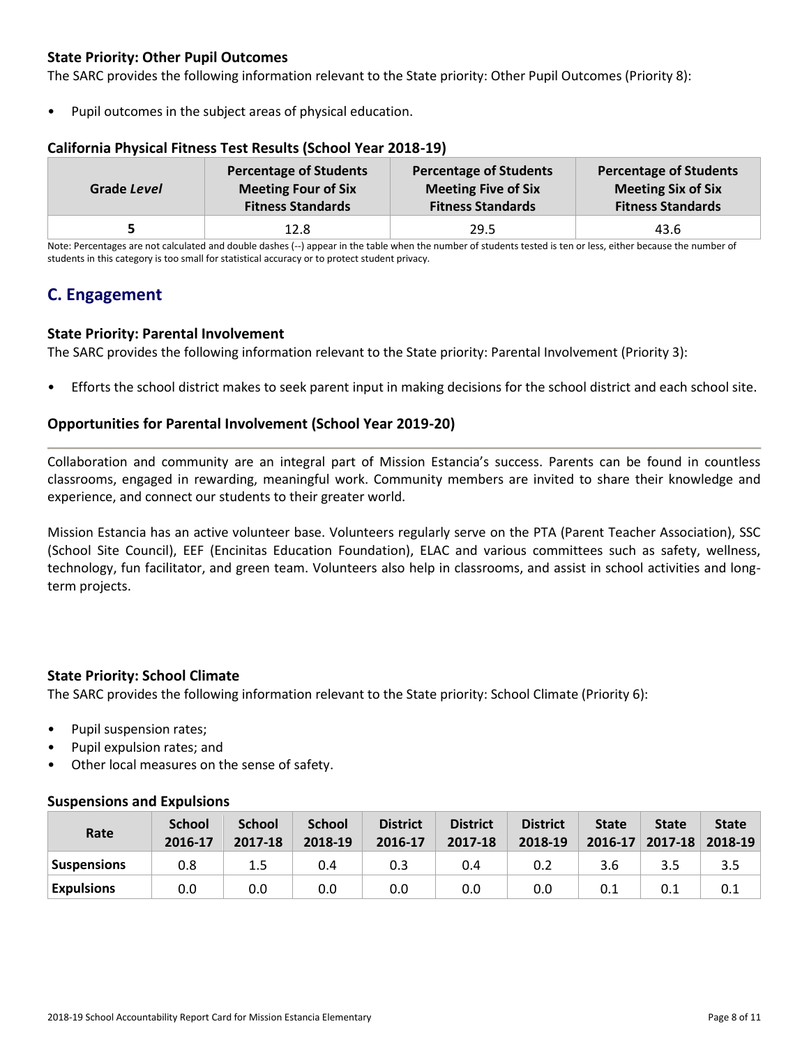### State Priority: Other Pupil Outcomes

The SARC provides the following information relevant to the State priority: Other Pupil Outcomes (Priority 8):

- Pupil outcomes in the subject areas of physical education.

### California Physical Fitness Test Results (School Year 2018-19)

| Grade *Level* | Percentage of Students Meeting Four of Six Fitness Standards | Percentage of Students Meeting Five of Six Fitness Standards | Percentage of Students Meeting Six of Six Fitness Standards |
|---|---|---|---|
| **5** | 12.8 | 29.5 | 43.6 |

Note: Percentages are not calculated and double dashes (--) appear in the table when the number of students tested is ten or less, either because the number of students in this category is too small for statistical accuracy or to protect student privacy.

## C. Engagement

### State Priority: Parental Involvement

The SARC provides the following information relevant to the State priority: Parental Involvement (Priority 3):

- Efforts the school district makes to seek parent input in making decisions for the school district and each school site.

### Opportunities for Parental Involvement (School Year 2019-20)

Collaboration and community are an integral part of Mission Estancia's success. Parents can be found in countless classrooms, engaged in rewarding, meaningful work. Community members are invited to share their knowledge and experience, and connect our students to their greater world.

Mission Estancia has an active volunteer base. Volunteers regularly serve on the PTA (Parent Teacher Association), SSC (School Site Council), EEF (Encinitas Education Foundation), ELAC and various committees such as safety, wellness, technology, fun facilitator, and green team. Volunteers also help in classrooms, and assist in school activities and long-term projects.

### State Priority: School Climate

The SARC provides the following information relevant to the State priority: School Climate (Priority 6):

- Pupil suspension rates;
- Pupil expulsion rates; and
- Other local measures on the sense of safety.

### Suspensions and Expulsions

| Rate | School 2016-17 | School 2017-18 | School 2018-19 | District 2016-17 | District 2017-18 | District 2018-19 | State 2016-17 | State 2017-18 | State 2018-19 |
|---|---|---|---|---|---|---|---|---|---|
| **Suspensions** | 0.8 | 1.5 | 0.4 | 0.3 | 0.4 | 0.2 | 3.6 | 3.5 | 3.5 |
| **Expulsions** | 0.0 | 0.0 | 0.0 | 0.0 | 0.0 | 0.0 | 0.1 | 0.1 | 0.1 |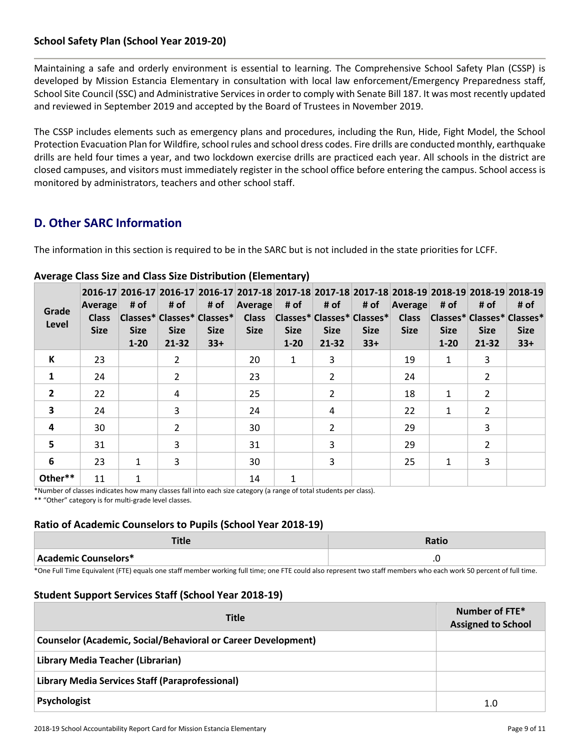### School Safety Plan (School Year 2019-20)

Maintaining a safe and orderly environment is essential to learning. The Comprehensive School Safety Plan (CSSP) is developed by Mission Estancia Elementary in consultation with local law enforcement/Emergency Preparedness staff, School Site Council (SSC) and Administrative Services in order to comply with Senate Bill 187. It was most recently updated and reviewed in September 2019 and accepted by the Board of Trustees in November 2019.

The CSSP includes elements such as emergency plans and procedures, including the Run, Hide, Fight Model, the School Protection Evacuation Plan for Wildfire, school rules and school dress codes. Fire drills are conducted monthly, earthquake drills are held four times a year, and two lockdown exercise drills are practiced each year. All schools in the district are closed campuses, and visitors must immediately register in the school office before entering the campus. School access is monitored by administrators, teachers and other school staff.

## D. Other SARC Information

The information in this section is required to be in the SARC but is not included in the state priorities for LCFF.

### Average Class Size and Class Size Distribution (Elementary)

| Grade Level | 2016-17 Average Class Size | 2016-17 # of Classes* Size 1-20 | 2016-17 # of Classes* Size 21-32 | 2016-17 # of Classes* Size 33+ | 2017-18 Average Class Size | 2017-18 # of Classes* Size 1-20 | 2017-18 # of Classes* Size 21-32 | 2017-18 # of Classes* Size 33+ | 2018-19 Average Class Size | 2018-19 # of Classes* Size 1-20 | 2018-19 # of Classes* Size 21-32 | 2018-19 # of Classes* Size 33+ |
|---|---|---|---|---|---|---|---|---|---|---|---|---|
| K | 23 | | 2 | | 20 | 1 | 3 | | 19 | 1 | 3 | |
| 1 | 24 | | 2 | | 23 | | 2 | | 24 | | 2 | |
| 2 | 22 | | 4 | | 25 | | 2 | | 18 | 1 | 2 | |
| 3 | 24 | | 3 | | 24 | | 4 | | 22 | 1 | 2 | |
| 4 | 30 | | 2 | | 30 | | 2 | | 29 | | 3 | |
| 5 | 31 | | 3 | | 31 | | 3 | | 29 | | 2 | |
| 6 | 23 | 1 | 3 | | 30 | | 3 | | 25 | 1 | 3 | |
| Other** | 11 | 1 | | | 14 | 1 | | | | | | |

*Number of classes indicates how many classes fall into each size category (a range of total students per class).

** "Other" category is for multi-grade level classes.

### Ratio of Academic Counselors to Pupils (School Year 2018-19)

| Title | Ratio |
|---|---|
| Academic Counselors* | .0 |

*One Full Time Equivalent (FTE) equals one staff member working full time; one FTE could also represent two staff members who each work 50 percent of full time.

### Student Support Services Staff (School Year 2018-19)

| Title | Number of FTE* Assigned to School |
|---|---|
| Counselor (Academic, Social/Behavioral or Career Development) | |
| Library Media Teacher (Librarian) | |
| Library Media Services Staff (Paraprofessional) | |
| Psychologist | 1.0 |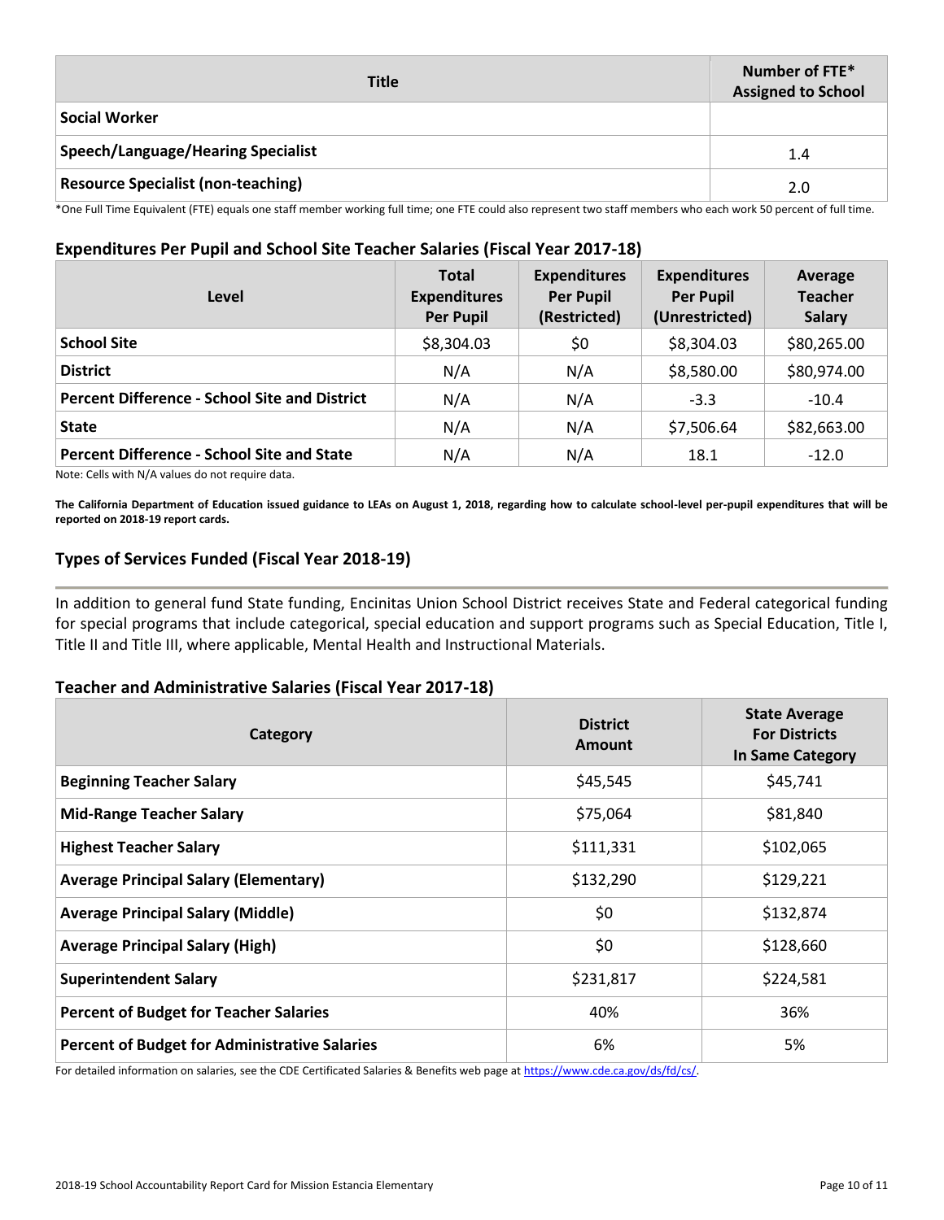| Title | Number of FTE* Assigned to School |
|---|---|
| Social Worker | |
| Speech/Language/Hearing Specialist | 1.4 |
| Resource Specialist (non-teaching) | 2.0 |

*One Full Time Equivalent (FTE) equals one staff member working full time; one FTE could also represent two staff members who each work 50 percent of full time.

### Expenditures Per Pupil and School Site Teacher Salaries (Fiscal Year 2017-18)

| Level | Total Expenditures Per Pupil | Expenditures Per Pupil (Restricted) | Expenditures Per Pupil (Unrestricted) | Average Teacher Salary |
|---|---|---|---|---|
| School Site | $8,304.03 | $0 | $8,304.03 | $80,265.00 |
| District | N/A | N/A | $8,580.00 | $80,974.00 |
| Percent Difference - School Site and District | N/A | N/A | -3.3 | -10.4 |
| State | N/A | N/A | $7,506.64 | $82,663.00 |
| Percent Difference - School Site and State | N/A | N/A | 18.1 | -12.0 |

Note: Cells with N/A values do not require data.

**The California Department of Education issued guidance to LEAs on August 1, 2018, regarding how to calculate school-level per-pupil expenditures that will be reported on 2018-19 report cards.**

### Types of Services Funded (Fiscal Year 2018-19)

In addition to general fund State funding, Encinitas Union School District receives State and Federal categorical funding for special programs that include categorical, special education and support programs such as Special Education, Title I, Title II and Title III, where applicable, Mental Health and Instructional Materials.

### Teacher and Administrative Salaries (Fiscal Year 2017-18)

| Category | District Amount | State Average For Districts In Same Category |
|---|---|---|
| Beginning Teacher Salary | $45,545 | $45,741 |
| Mid-Range Teacher Salary | $75,064 | $81,840 |
| Highest Teacher Salary | $111,331 | $102,065 |
| Average Principal Salary (Elementary) | $132,290 | $129,221 |
| Average Principal Salary (Middle) | $0 | $132,874 |
| Average Principal Salary (High) | $0 | $128,660 |
| Superintendent Salary | $231,817 | $224,581 |
| Percent of Budget for Teacher Salaries | 40% | 36% |
| Percent of Budget for Administrative Salaries | 6% | 5% |

For detailed information on salaries, see the CDE Certificated Salaries & Benefits web page at https://www.cde.ca.gov/ds/fd/cs/.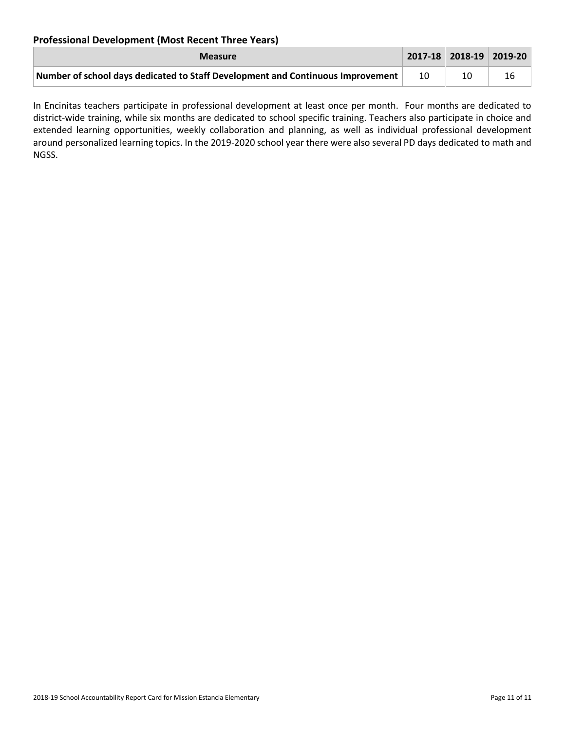### Professional Development (Most Recent Three Years)

| Measure | 2017-18 | 2018-19 | 2019-20 |
| --- | --- | --- | --- |
| Number of school days dedicated to Staff Development and Continuous Improvement | 10 | 10 | 16 |

In Encinitas teachers participate in professional development at least once per month. Four months are dedicated to district-wide training, while six months are dedicated to school specific training. Teachers also participate in choice and extended learning opportunities, weekly collaboration and planning, as well as individual professional development around personalized learning topics. In the 2019-2020 school year there were also several PD days dedicated to math and NGSS.